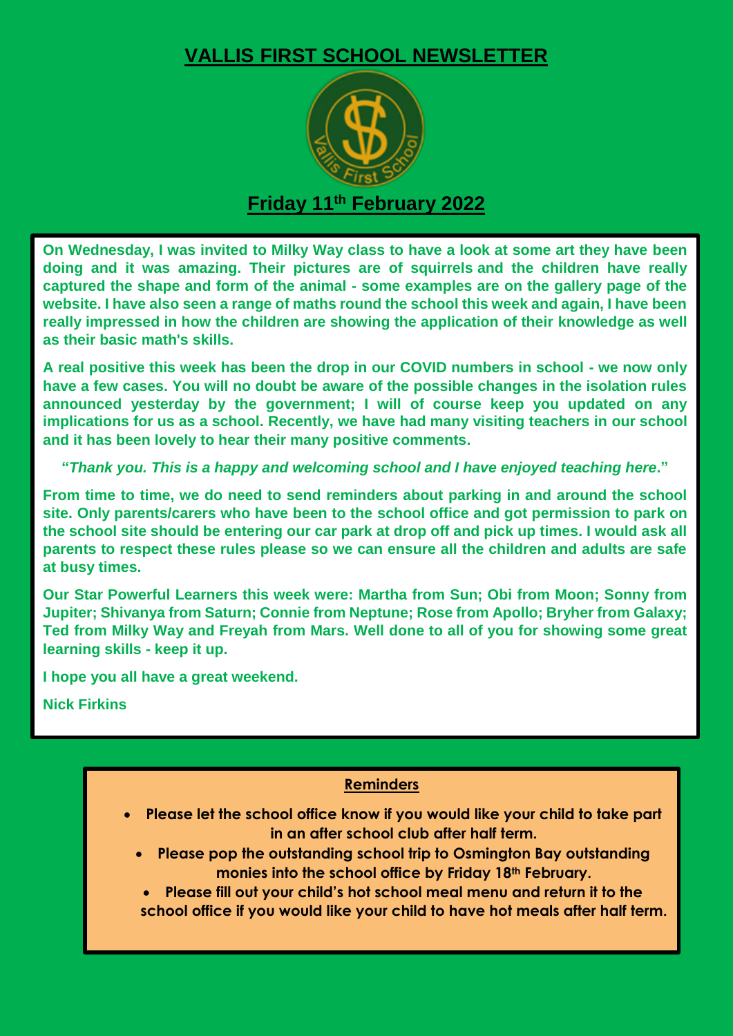# VALLIS FIRST SCHOOL NEWSLETTER

## Friday 11th February 2022

**On Wednesday, I was invited to Milky Way class to have a look at some art they have been doing and it was amazing. Their pictures are of squirrels and the children have really captured the shape and form of the animal - some examples are on the gallery page of the website. I have also seen a range of maths round the school this week and again, I have been really impressed in how the children are showing the application of their knowledge as well as their basic math's skills.**

**A real positive this week has been the drop in our COVID numbers in school - we now only have a few cases. You will no doubt be aware of the possible changes in the isolation rules announced yesterday by the government; I will of course keep you updated on any implications for us as a school. Recently, we have had many visiting teachers in our school and it has been lovely to hear their many positive comments.**

**"*Thank you. This is a happy and welcoming school and I have enjoyed teaching here*."**

**From time to time, we do need to send reminders about parking in and around the school site. Only parents/carers who have been to the school office and got permission to park on the school site should be entering our car park at drop off and pick up times. I would ask all parents to respect these rules please so we can ensure all the children and adults are safe at busy times.**

**Our Star Powerful Learners this week were: Martha from Sun; Obi from Moon; Sonny from Jupiter; Shivanya from Saturn; Connie from Neptune; Rose from Apollo; Bryher from Galaxy; Ted from Milky Way and Freyah from Mars. Well done to all of you for showing some great learning skills - keep it up.**

**I hope you all have a great weekend.**

**Nick Firkins**

### Reminders

- **Please let the school office know if you would like your child to take part in an after school club after half term.**
- **Please pop the outstanding school trip to Osmington Bay outstanding monies into the school office by Friday 18th February.**
- **Please fill out your child's hot school meal menu and return it to the school office if you would like your child to have hot meals after half term.**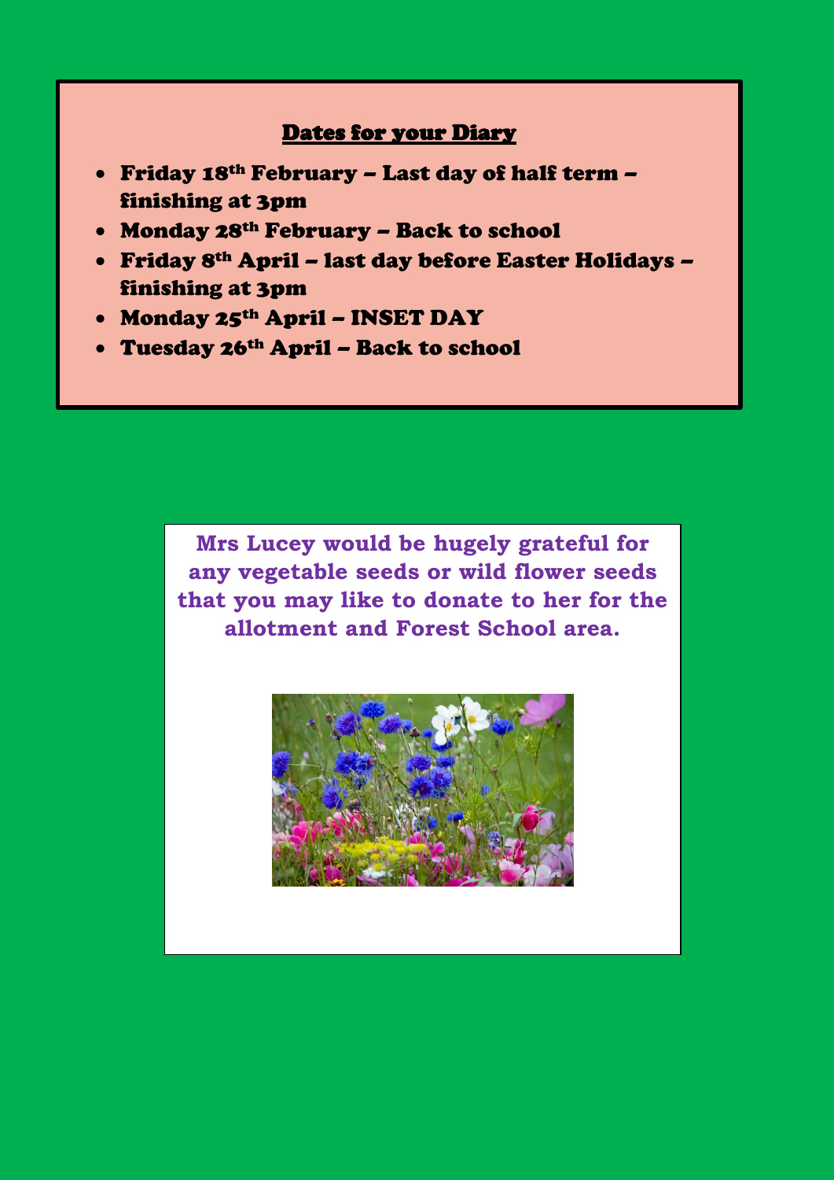## Dates for your Diary

- **Friday 18th February – Last day of half term – finishing at 3pm**
- **Monday 28th February – Back to school**
- **Friday 8th April – last day before Easter Holidays – finishing at 3pm**
- **Monday 25th April – INSET DAY**
- **Tuesday 26th April – Back to school**

**Mrs Lucey would be hugely grateful for any vegetable seeds or wild flower seeds that you may like to donate to her for the allotment and Forest School area.**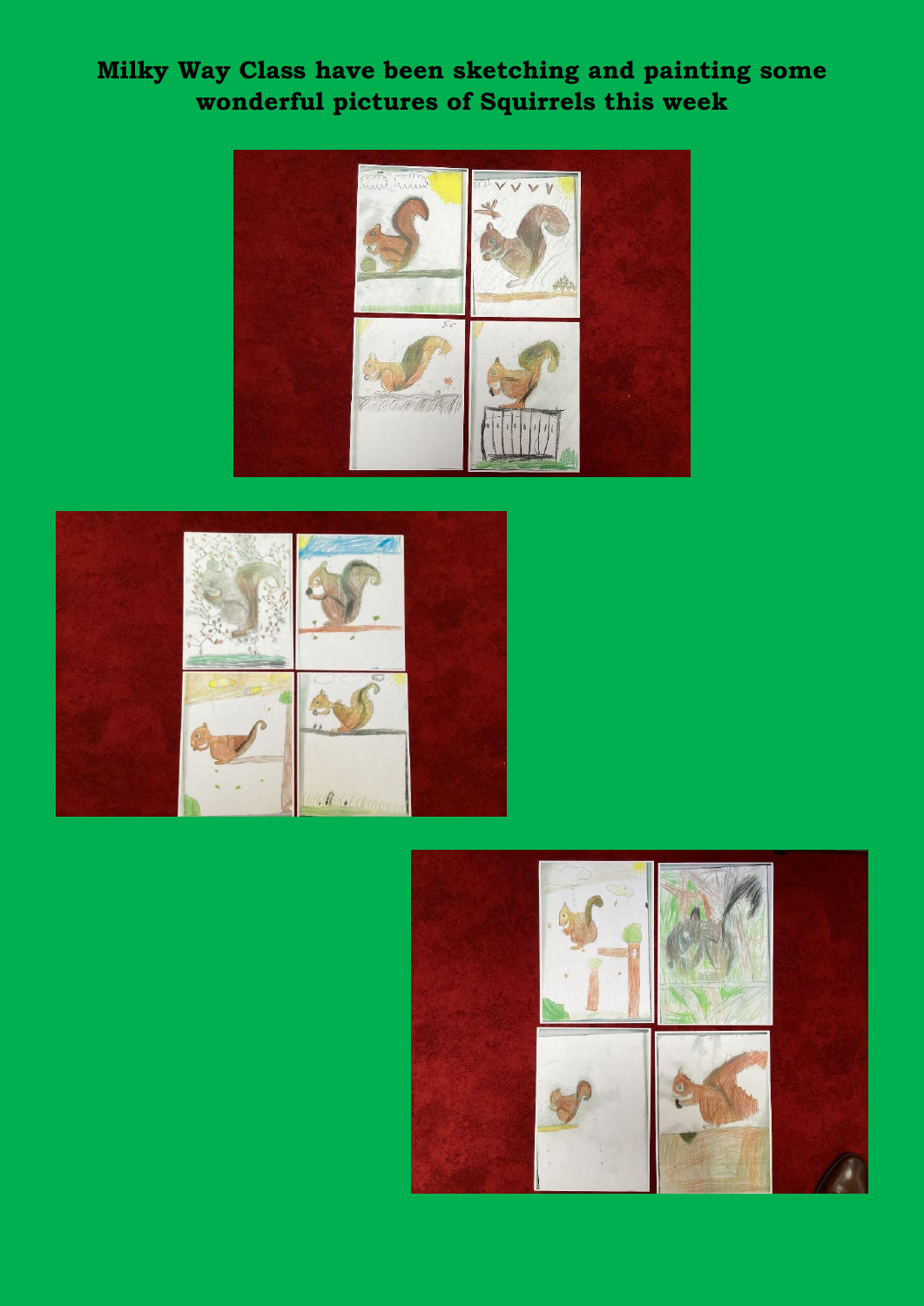**Milky Way Class have been sketching and painting some wonderful pictures of Squirrels this week**